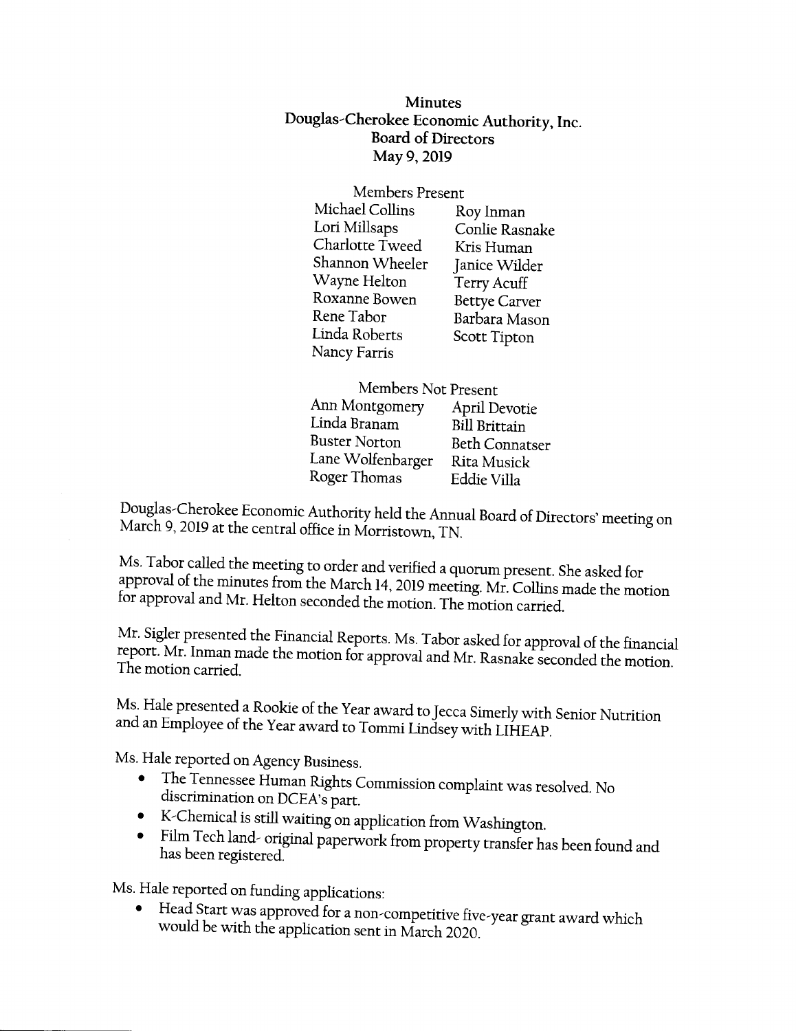**Minutes**
**Douglas-Cherokee Economic Authority, Inc.**
**Board of Directors**
**May 9, 2019**

Members Present

| | |
|---|---|
| Michael Collins | Roy Inman |
| Lori Millsaps | Conlie Rasnake |
| Charlotte Tweed | Kris Human |
| Shannon Wheeler | Janice Wilder |
| Wayne Helton | Terry Acuff |
| Roxanne Bowen | Bettye Carver |
| Rene Tabor | Barbara Mason |
| Linda Roberts | Scott Tipton |
| Nancy Farris | |

Members Not Present

| | |
|---|---|
| Ann Montgomery | April Devotie |
| Linda Branam | Bill Brittain |
| Buster Norton | Beth Connatser |
| Lane Wolfenbarger | Rita Musick |
| Roger Thomas | Eddie Villa |

Douglas-Cherokee Economic Authority held the Annual Board of Directors' meeting on March 9, 2019 at the central office in Morristown, TN.

Ms. Tabor called the meeting to order and verified a quorum present. She asked for approval of the minutes from the March 14, 2019 meeting. Mr. Collins made the motion for approval and Mr. Helton seconded the motion. The motion carried.

Mr. Sigler presented the Financial Reports. Ms. Tabor asked for approval of the financial report. Mr. Inman made the motion for approval and Mr. Rasnake seconded the motion. The motion carried.

Ms. Hale presented a Rookie of the Year award to Jecca Simerly with Senior Nutrition and an Employee of the Year award to Tommi Lindsey with LIHEAP.

Ms. Hale reported on Agency Business.

- The Tennessee Human Rights Commission complaint was resolved. No discrimination on DCEA's part.
- K-Chemical is still waiting on application from Washington.
- Film Tech land- original paperwork from property transfer has been found and has been registered.

Ms. Hale reported on funding applications:

- Head Start was approved for a non-competitive five-year grant award which would be with the application sent in March 2020.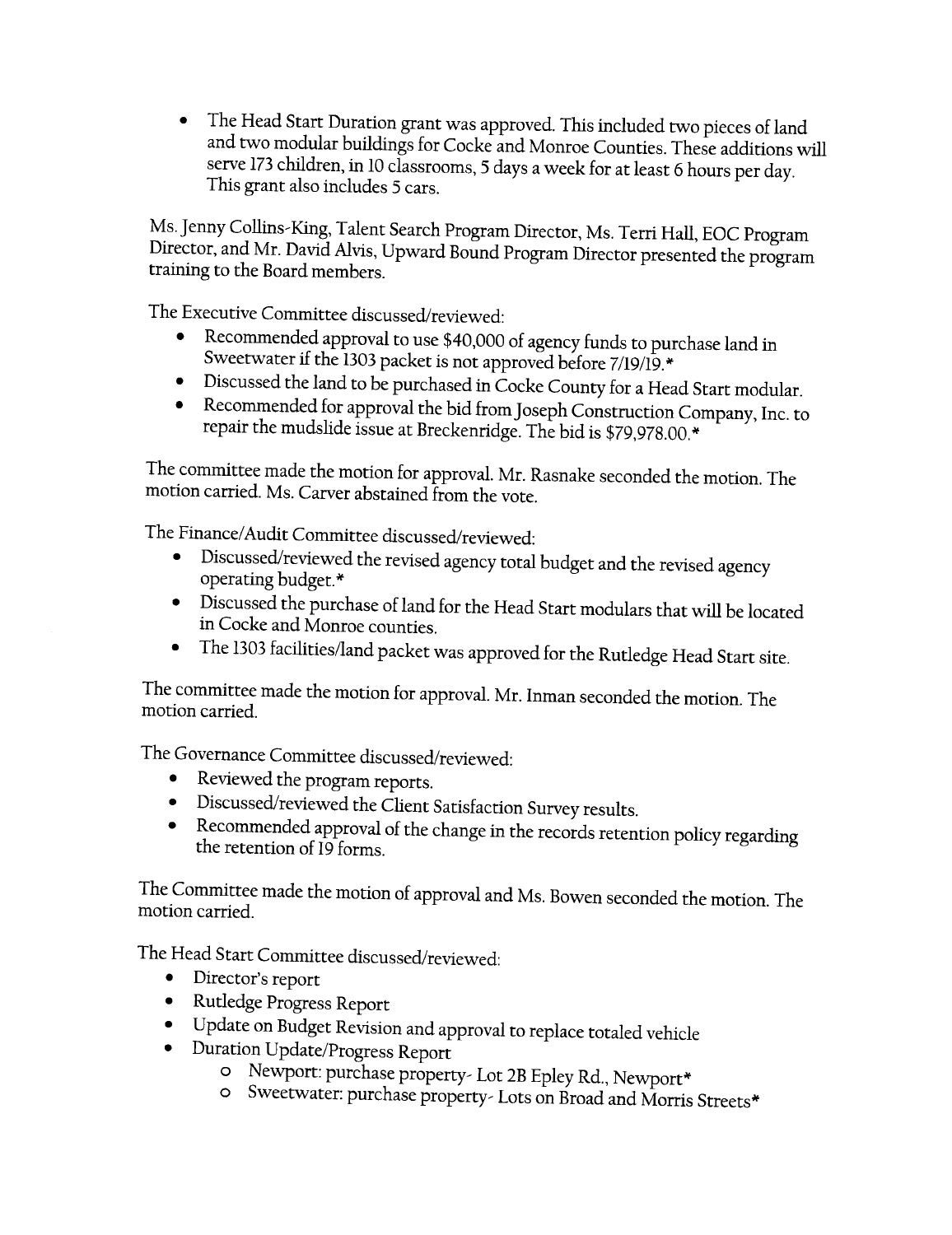- The Head Start Duration grant was approved. This included two pieces of land and two modular buildings for Cocke and Monroe Counties. These additions will serve 173 children, in 10 classrooms, 5 days a week for at least 6 hours per day. This grant also includes 5 cars.

Ms. Jenny Collins-King, Talent Search Program Director, Ms. Terri Hall, EOC Program Director, and Mr. David Alvis, Upward Bound Program Director presented the program training to the Board members.

The Executive Committee discussed/reviewed:

- Recommended approval to use $40,000 of agency funds to purchase land in Sweetwater if the 1303 packet is not approved before 7/19/19.*
- Discussed the land to be purchased in Cocke County for a Head Start modular.
- Recommended for approval the bid from Joseph Construction Company, Inc. to repair the mudslide issue at Breckenridge. The bid is $79,978.00.*

The committee made the motion for approval. Mr. Rasnake seconded the motion. The motion carried. Ms. Carver abstained from the vote.

The Finance/Audit Committee discussed/reviewed:

- Discussed/reviewed the revised agency total budget and the revised agency operating budget.*
- Discussed the purchase of land for the Head Start modulars that will be located in Cocke and Monroe counties.
- The 1303 facilities/land packet was approved for the Rutledge Head Start site.

The committee made the motion for approval. Mr. Inman seconded the motion. The motion carried.

The Governance Committee discussed/reviewed:

- Reviewed the program reports.
- Discussed/reviewed the Client Satisfaction Survey results.
- Recommended approval of the change in the records retention policy regarding the retention of I9 forms.

The Committee made the motion of approval and Ms. Bowen seconded the motion. The motion carried.

The Head Start Committee discussed/reviewed:

- Director's report
- Rutledge Progress Report
- Update on Budget Revision and approval to replace totaled vehicle
- Duration Update/Progress Report
  - Newport: purchase property- Lot 2B Epley Rd., Newport*
  - Sweetwater: purchase property- Lots on Broad and Morris Streets*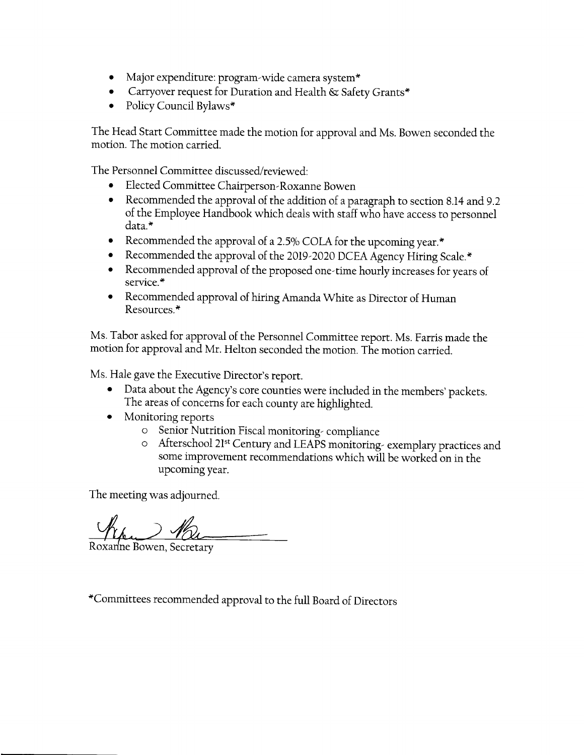- Major expenditure: program-wide camera system*
- Carryover request for Duration and Health & Safety Grants*
- Policy Council Bylaws*

The Head Start Committee made the motion for approval and Ms. Bowen seconded the motion. The motion carried.

The Personnel Committee discussed/reviewed:

- Elected Committee Chairperson-Roxanne Bowen
- Recommended the approval of the addition of a paragraph to section 8.14 and 9.2 of the Employee Handbook which deals with staff who have access to personnel data.*
- Recommended the approval of a 2.5% COLA for the upcoming year.*
- Recommended the approval of the 2019-2020 DCEA Agency Hiring Scale.*
- Recommended approval of the proposed one-time hourly increases for years of service.*
- Recommended approval of hiring Amanda White as Director of Human Resources.*

Ms. Tabor asked for approval of the Personnel Committee report. Ms. Farris made the motion for approval and Mr. Helton seconded the motion. The motion carried.

Ms. Hale gave the Executive Director's report.

- Data about the Agency's core counties were included in the members' packets. The areas of concerns for each county are highlighted.
- Monitoring reports
  - Senior Nutrition Fiscal monitoring- compliance
  - Afterschool 21st Century and LEAPS monitoring- exemplary practices and some improvement recommendations which will be worked on in the upcoming year.

The meeting was adjourned.

Roxanne Bowen, Secretary

*Committees recommended approval to the full Board of Directors